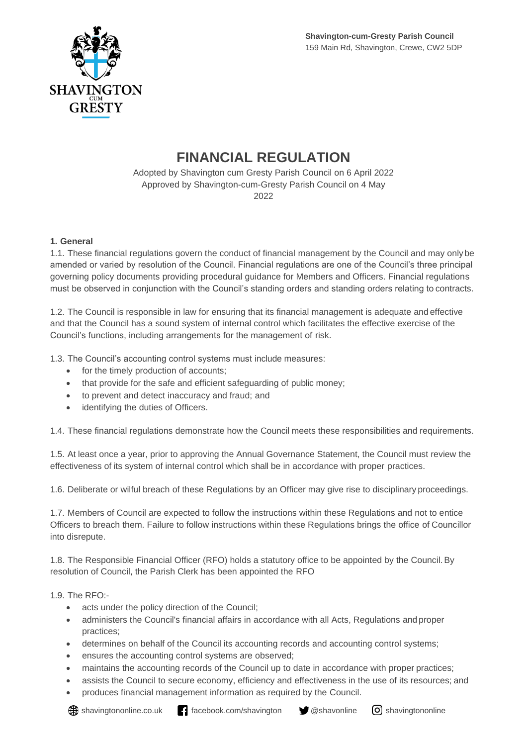**Shavington-cum-Gresty Parish Council**
159 Main Rd, Shavington, Crewe, CW2 5DP

# FINANCIAL REGULATION

Adopted by Shavington cum Gresty Parish Council on 6 April 2022
Approved by Shavington-cum-Gresty Parish Council on 4 May 2022

**1. General**

1.1. These financial regulations govern the conduct of financial management by the Council and may only be amended or varied by resolution of the Council. Financial regulations are one of the Council's three principal governing policy documents providing procedural guidance for Members and Officers. Financial regulations must be observed in conjunction with the Council's standing orders and standing orders relating to contracts.

1.2. The Council is responsible in law for ensuring that its financial management is adequate and effective and that the Council has a sound system of internal control which facilitates the effective exercise of the Council's functions, including arrangements for the management of risk.

1.3. The Council's accounting control systems must include measures:

- for the timely production of accounts;
- that provide for the safe and efficient safeguarding of public money;
- to prevent and detect inaccuracy and fraud; and
- identifying the duties of Officers.

1.4. These financial regulations demonstrate how the Council meets these responsibilities and requirements.

1.5. At least once a year, prior to approving the Annual Governance Statement, the Council must review the effectiveness of its system of internal control which shall be in accordance with proper practices.

1.6. Deliberate or wilful breach of these Regulations by an Officer may give rise to disciplinary proceedings.

1.7. Members of Council are expected to follow the instructions within these Regulations and not to entice Officers to breach them. Failure to follow instructions within these Regulations brings the office of Councillor into disrepute.

1.8. The Responsible Financial Officer (RFO) holds a statutory office to be appointed by the Council. By resolution of Council, the Parish Clerk has been appointed the RFO

1.9. The RFO:-

- acts under the policy direction of the Council;
- administers the Council's financial affairs in accordance with all Acts, Regulations and proper practices;
- determines on behalf of the Council its accounting records and accounting control systems;
- ensures the accounting control systems are observed;
- maintains the accounting records of the Council up to date in accordance with proper practices;
- assists the Council to secure economy, efficiency and effectiveness in the use of its resources; and
- produces financial management information as required by the Council.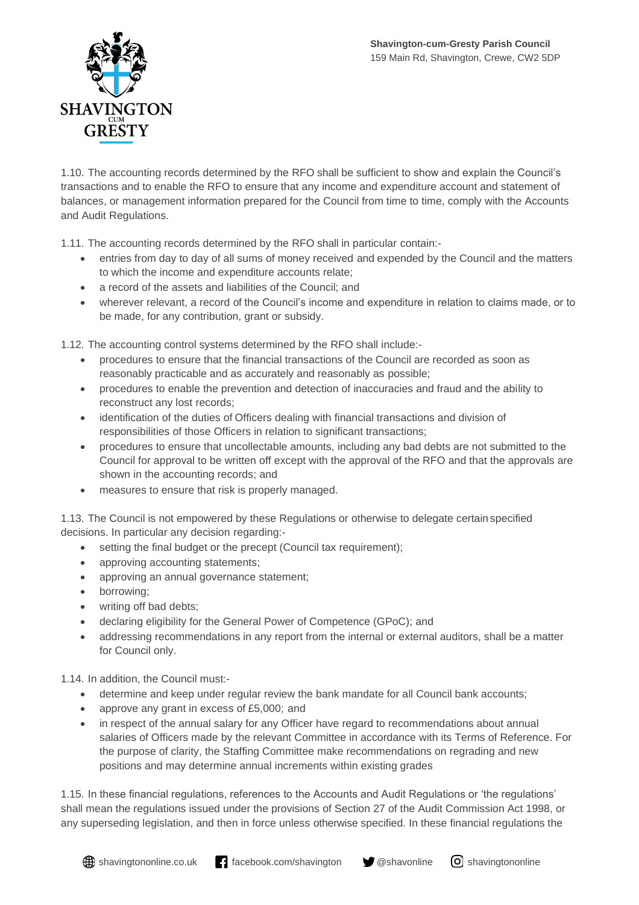1.10. The accounting records determined by the RFO shall be sufficient to show and explain the Council's transactions and to enable the RFO to ensure that any income and expenditure account and statement of balances, or management information prepared for the Council from time to time, comply with the Accounts and Audit Regulations.

1.11. The accounting records determined by the RFO shall in particular contain:-

- entries from day to day of all sums of money received and expended by the Council and the matters to which the income and expenditure accounts relate;
- a record of the assets and liabilities of the Council; and
- wherever relevant, a record of the Council's income and expenditure in relation to claims made, or to be made, for any contribution, grant or subsidy.

1.12. The accounting control systems determined by the RFO shall include:-

- procedures to ensure that the financial transactions of the Council are recorded as soon as reasonably practicable and as accurately and reasonably as possible;
- procedures to enable the prevention and detection of inaccuracies and fraud and the ability to reconstruct any lost records;
- identification of the duties of Officers dealing with financial transactions and division of responsibilities of those Officers in relation to significant transactions;
- procedures to ensure that uncollectable amounts, including any bad debts are not submitted to the Council for approval to be written off except with the approval of the RFO and that the approvals are shown in the accounting records; and
- measures to ensure that risk is properly managed.

1.13. The Council is not empowered by these Regulations or otherwise to delegate certain specified decisions. In particular any decision regarding:-

- setting the final budget or the precept (Council tax requirement);
- approving accounting statements;
- approving an annual governance statement;
- borrowing;
- writing off bad debts;
- declaring eligibility for the General Power of Competence (GPoC); and
- addressing recommendations in any report from the internal or external auditors, shall be a matter for Council only.

1.14. In addition, the Council must:-

- determine and keep under regular review the bank mandate for all Council bank accounts;
- approve any grant in excess of £5,000; and
- in respect of the annual salary for any Officer have regard to recommendations about annual salaries of Officers made by the relevant Committee in accordance with its Terms of Reference. For the purpose of clarity, the Staffing Committee make recommendations on regrading and new positions and may determine annual increments within existing grades

1.15. In these financial regulations, references to the Accounts and Audit Regulations or 'the regulations' shall mean the regulations issued under the provisions of Section 27 of the Audit Commission Act 1998, or any superseding legislation, and then in force unless otherwise specified. In these financial regulations the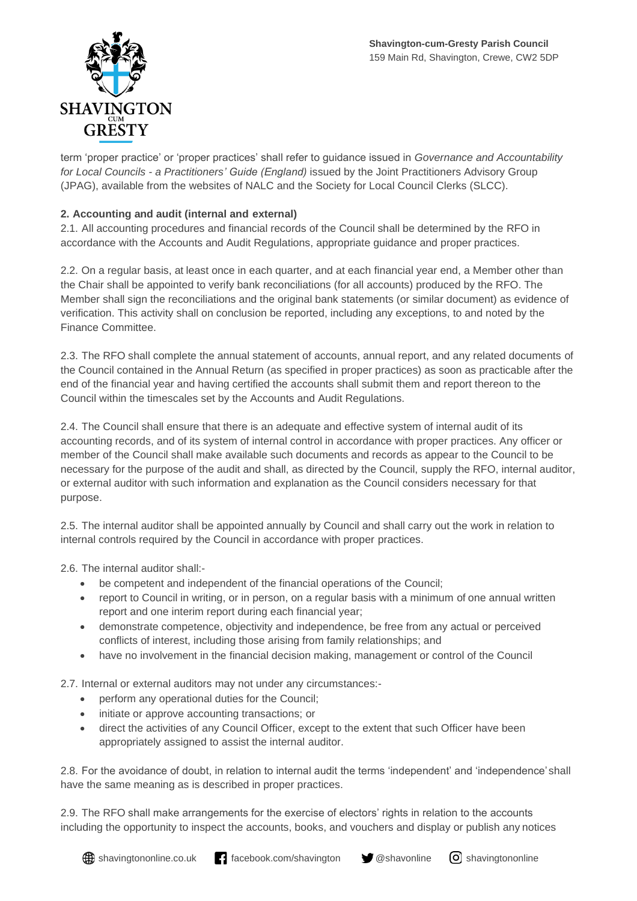term 'proper practice' or 'proper practices' shall refer to guidance issued in *Governance and Accountability for Local Councils - a Practitioners' Guide (England)* issued by the Joint Practitioners Advisory Group (JPAG), available from the websites of NALC and the Society for Local Council Clerks (SLCC).

**2. Accounting and audit (internal and external)**

2.1. All accounting procedures and financial records of the Council shall be determined by the RFO in accordance with the Accounts and Audit Regulations, appropriate guidance and proper practices.

2.2. On a regular basis, at least once in each quarter, and at each financial year end, a Member other than the Chair shall be appointed to verify bank reconciliations (for all accounts) produced by the RFO. The Member shall sign the reconciliations and the original bank statements (or similar document) as evidence of verification. This activity shall on conclusion be reported, including any exceptions, to and noted by the Finance Committee.

2.3. The RFO shall complete the annual statement of accounts, annual report, and any related documents of the Council contained in the Annual Return (as specified in proper practices) as soon as practicable after the end of the financial year and having certified the accounts shall submit them and report thereon to the Council within the timescales set by the Accounts and Audit Regulations.

2.4. The Council shall ensure that there is an adequate and effective system of internal audit of its accounting records, and of its system of internal control in accordance with proper practices. Any officer or member of the Council shall make available such documents and records as appear to the Council to be necessary for the purpose of the audit and shall, as directed by the Council, supply the RFO, internal auditor, or external auditor with such information and explanation as the Council considers necessary for that purpose.

2.5. The internal auditor shall be appointed annually by Council and shall carry out the work in relation to internal controls required by the Council in accordance with proper practices.

2.6. The internal auditor shall:-

- be competent and independent of the financial operations of the Council;
- report to Council in writing, or in person, on a regular basis with a minimum of one annual written report and one interim report during each financial year;
- demonstrate competence, objectivity and independence, be free from any actual or perceived conflicts of interest, including those arising from family relationships; and
- have no involvement in the financial decision making, management or control of the Council

2.7. Internal or external auditors may not under any circumstances:-

- perform any operational duties for the Council;
- initiate or approve accounting transactions; or
- direct the activities of any Council Officer, except to the extent that such Officer have been appropriately assigned to assist the internal auditor.

2.8. For the avoidance of doubt, in relation to internal audit the terms 'independent' and 'independence' shall have the same meaning as is described in proper practices.

2.9. The RFO shall make arrangements for the exercise of electors' rights in relation to the accounts including the opportunity to inspect the accounts, books, and vouchers and display or publish any notices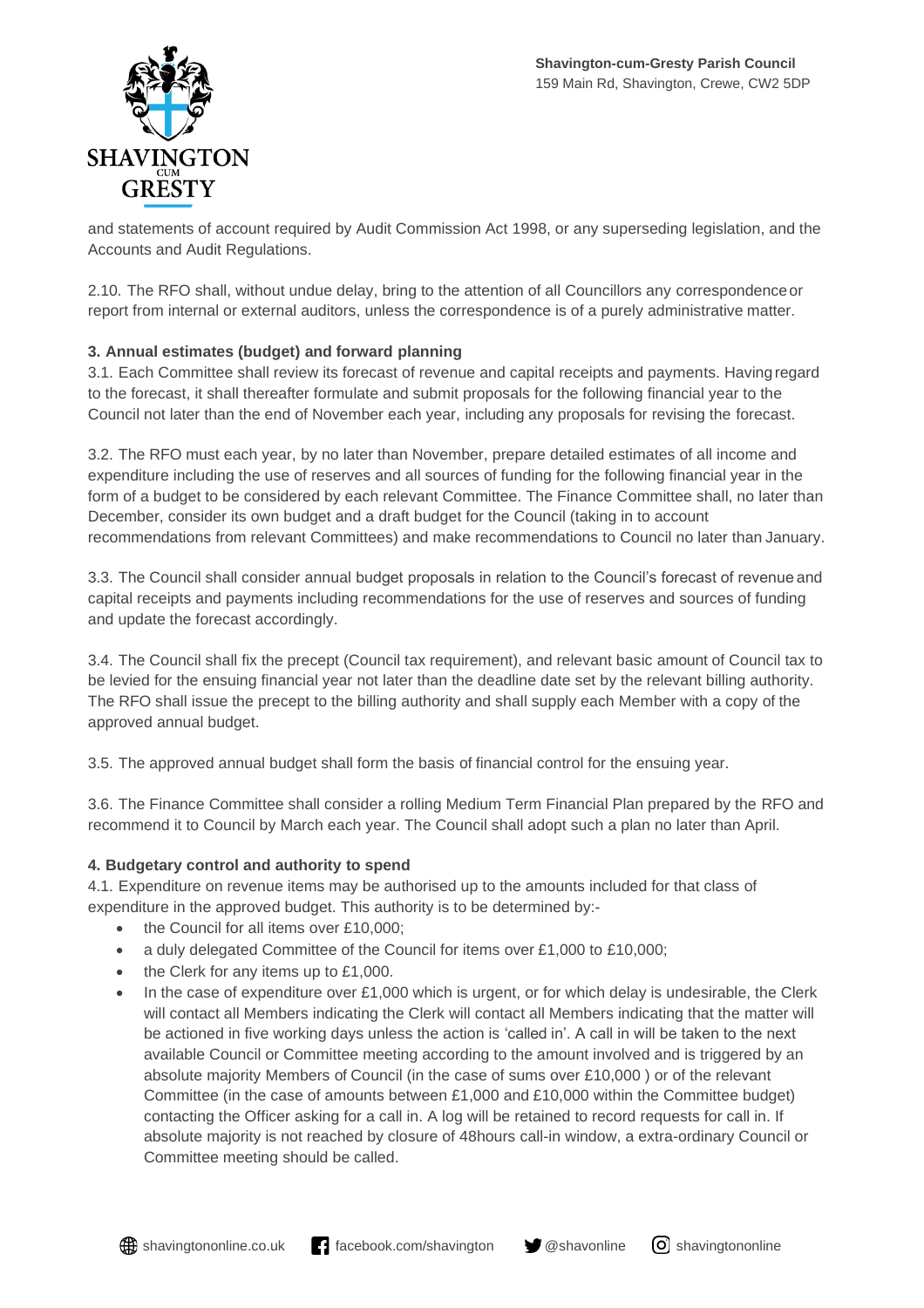and statements of account required by Audit Commission Act 1998, or any superseding legislation, and the Accounts and Audit Regulations.

2.10. The RFO shall, without undue delay, bring to the attention of all Councillors any correspondence or report from internal or external auditors, unless the correspondence is of a purely administrative matter.

**3. Annual estimates (budget) and forward planning**

3.1. Each Committee shall review its forecast of revenue and capital receipts and payments. Having regard to the forecast, it shall thereafter formulate and submit proposals for the following financial year to the Council not later than the end of November each year, including any proposals for revising the forecast.

3.2. The RFO must each year, by no later than November, prepare detailed estimates of all income and expenditure including the use of reserves and all sources of funding for the following financial year in the form of a budget to be considered by each relevant Committee. The Finance Committee shall, no later than December, consider its own budget and a draft budget for the Council (taking in to account recommendations from relevant Committees) and make recommendations to Council no later than January.

3.3. The Council shall consider annual budget proposals in relation to the Council's forecast of revenue and capital receipts and payments including recommendations for the use of reserves and sources of funding and update the forecast accordingly.

3.4. The Council shall fix the precept (Council tax requirement), and relevant basic amount of Council tax to be levied for the ensuing financial year not later than the deadline date set by the relevant billing authority. The RFO shall issue the precept to the billing authority and shall supply each Member with a copy of the approved annual budget.

3.5. The approved annual budget shall form the basis of financial control for the ensuing year.

3.6. The Finance Committee shall consider a rolling Medium Term Financial Plan prepared by the RFO and recommend it to Council by March each year. The Council shall adopt such a plan no later than April.

**4. Budgetary control and authority to spend**

4.1. Expenditure on revenue items may be authorised up to the amounts included for that class of expenditure in the approved budget. This authority is to be determined by:-

- the Council for all items over £10,000;
- a duly delegated Committee of the Council for items over £1,000 to £10,000;
- the Clerk for any items up to £1,000.
- In the case of expenditure over £1,000 which is urgent, or for which delay is undesirable, the Clerk will contact all Members indicating the Clerk will contact all Members indicating that the matter will be actioned in five working days unless the action is 'called in'. A call in will be taken to the next available Council or Committee meeting according to the amount involved and is triggered by an absolute majority Members of Council (in the case of sums over £10,000 ) or of the relevant Committee (in the case of amounts between £1,000 and £10,000 within the Committee budget) contacting the Officer asking for a call in. A log will be retained to record requests for call in. If absolute majority is not reached by closure of 48hours call-in window, a extra-ordinary Council or Committee meeting should be called.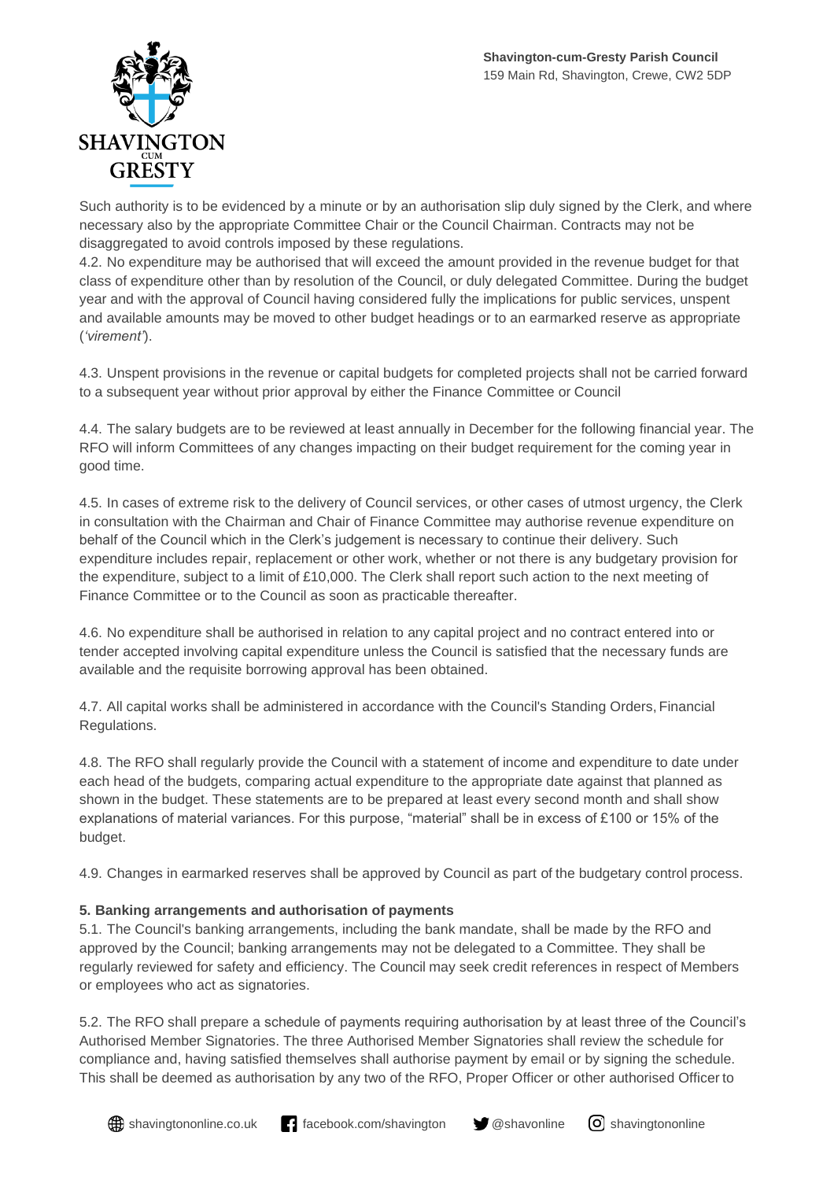Such authority is to be evidenced by a minute or by an authorisation slip duly signed by the Clerk, and where necessary also by the appropriate Committee Chair or the Council Chairman. Contracts may not be disaggregated to avoid controls imposed by these regulations.

4.2. No expenditure may be authorised that will exceed the amount provided in the revenue budget for that class of expenditure other than by resolution of the Council, or duly delegated Committee. During the budget year and with the approval of Council having considered fully the implications for public services, unspent and available amounts may be moved to other budget headings or to an earmarked reserve as appropriate (*'virement'*).

4.3. Unspent provisions in the revenue or capital budgets for completed projects shall not be carried forward to a subsequent year without prior approval by either the Finance Committee or Council

4.4. The salary budgets are to be reviewed at least annually in December for the following financial year. The RFO will inform Committees of any changes impacting on their budget requirement for the coming year in good time.

4.5. In cases of extreme risk to the delivery of Council services, or other cases of utmost urgency, the Clerk in consultation with the Chairman and Chair of Finance Committee may authorise revenue expenditure on behalf of the Council which in the Clerk's judgement is necessary to continue their delivery. Such expenditure includes repair, replacement or other work, whether or not there is any budgetary provision for the expenditure, subject to a limit of £10,000. The Clerk shall report such action to the next meeting of Finance Committee or to the Council as soon as practicable thereafter.

4.6. No expenditure shall be authorised in relation to any capital project and no contract entered into or tender accepted involving capital expenditure unless the Council is satisfied that the necessary funds are available and the requisite borrowing approval has been obtained.

4.7. All capital works shall be administered in accordance with the Council's Standing Orders, Financial Regulations.

4.8. The RFO shall regularly provide the Council with a statement of income and expenditure to date under each head of the budgets, comparing actual expenditure to the appropriate date against that planned as shown in the budget. These statements are to be prepared at least every second month and shall show explanations of material variances. For this purpose, "material" shall be in excess of £100 or 15% of the budget.

4.9. Changes in earmarked reserves shall be approved by Council as part of the budgetary control process.

**5. Banking arrangements and authorisation of payments**

5.1. The Council's banking arrangements, including the bank mandate, shall be made by the RFO and approved by the Council; banking arrangements may not be delegated to a Committee. They shall be regularly reviewed for safety and efficiency. The Council may seek credit references in respect of Members or employees who act as signatories.

5.2. The RFO shall prepare a schedule of payments requiring authorisation by at least three of the Council's Authorised Member Signatories. The three Authorised Member Signatories shall review the schedule for compliance and, having satisfied themselves shall authorise payment by email or by signing the schedule. This shall be deemed as authorisation by any two of the RFO, Proper Officer or other authorised Officer to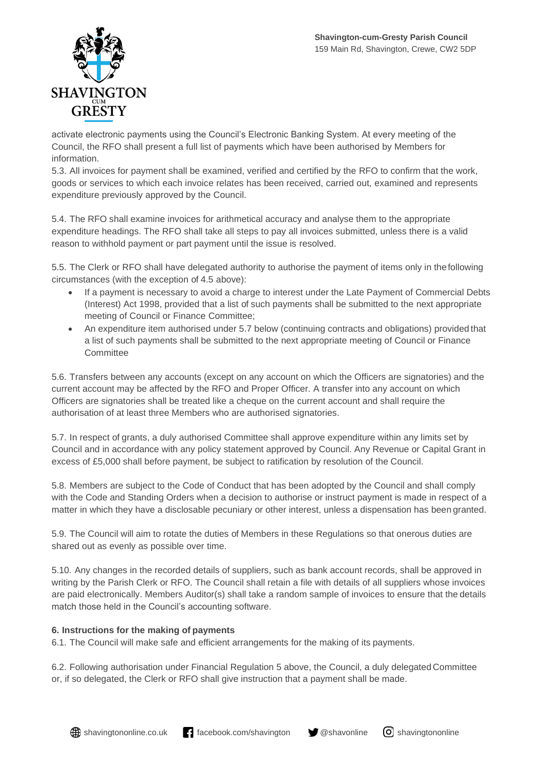activate electronic payments using the Council's Electronic Banking System. At every meeting of the Council, the RFO shall present a full list of payments which have been authorised by Members for information.

5.3. All invoices for payment shall be examined, verified and certified by the RFO to confirm that the work, goods or services to which each invoice relates has been received, carried out, examined and represents expenditure previously approved by the Council.

5.4. The RFO shall examine invoices for arithmetical accuracy and analyse them to the appropriate expenditure headings. The RFO shall take all steps to pay all invoices submitted, unless there is a valid reason to withhold payment or part payment until the issue is resolved.

5.5. The Clerk or RFO shall have delegated authority to authorise the payment of items only in the following circumstances (with the exception of 4.5 above):

- If a payment is necessary to avoid a charge to interest under the Late Payment of Commercial Debts (Interest) Act 1998, provided that a list of such payments shall be submitted to the next appropriate meeting of Council or Finance Committee;
- An expenditure item authorised under 5.7 below (continuing contracts and obligations) provided that a list of such payments shall be submitted to the next appropriate meeting of Council or Finance Committee

5.6. Transfers between any accounts (except on any account on which the Officers are signatories) and the current account may be affected by the RFO and Proper Officer. A transfer into any account on which Officers are signatories shall be treated like a cheque on the current account and shall require the authorisation of at least three Members who are authorised signatories.

5.7. In respect of grants, a duly authorised Committee shall approve expenditure within any limits set by Council and in accordance with any policy statement approved by Council. Any Revenue or Capital Grant in excess of £5,000 shall before payment, be subject to ratification by resolution of the Council.

5.8. Members are subject to the Code of Conduct that has been adopted by the Council and shall comply with the Code and Standing Orders when a decision to authorise or instruct payment is made in respect of a matter in which they have a disclosable pecuniary or other interest, unless a dispensation has been granted.

5.9. The Council will aim to rotate the duties of Members in these Regulations so that onerous duties are shared out as evenly as possible over time.

5.10. Any changes in the recorded details of suppliers, such as bank account records, shall be approved in writing by the Parish Clerk or RFO. The Council shall retain a file with details of all suppliers whose invoices are paid electronically. Members Auditor(s) shall take a random sample of invoices to ensure that the details match those held in the Council's accounting software.

**6. Instructions for the making of payments**

6.1. The Council will make safe and efficient arrangements for the making of its payments.

6.2. Following authorisation under Financial Regulation 5 above, the Council, a duly delegated Committee or, if so delegated, the Clerk or RFO shall give instruction that a payment shall be made.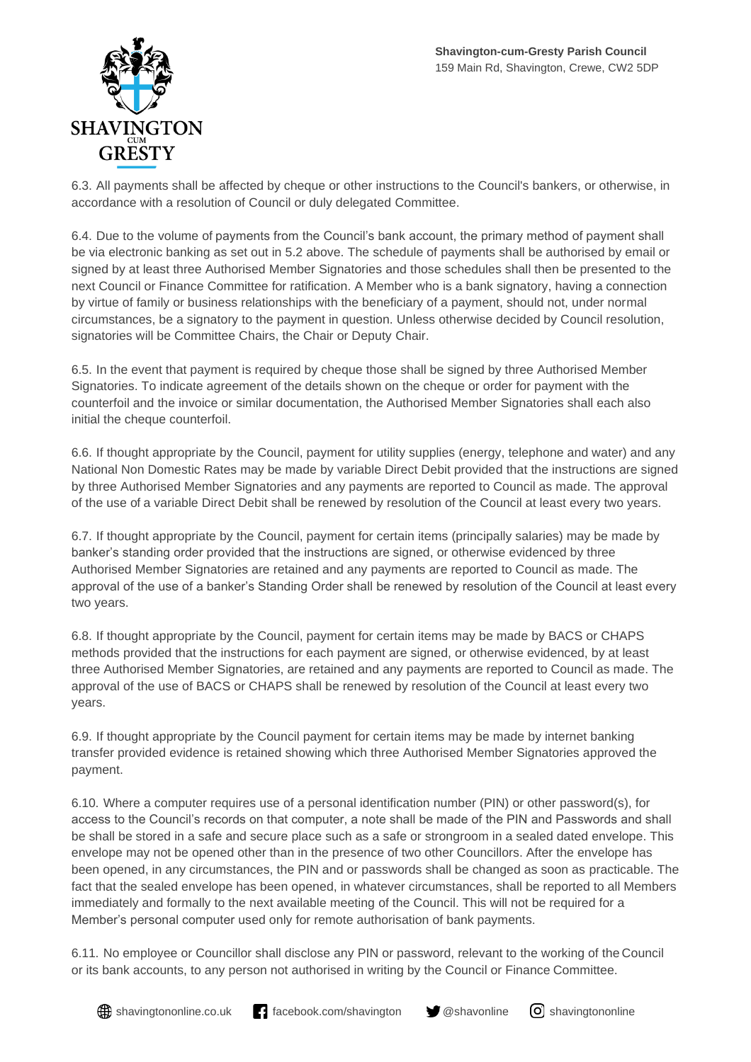6.3. All payments shall be affected by cheque or other instructions to the Council's bankers, or otherwise, in accordance with a resolution of Council or duly delegated Committee.

6.4. Due to the volume of payments from the Council's bank account, the primary method of payment shall be via electronic banking as set out in 5.2 above. The schedule of payments shall be authorised by email or signed by at least three Authorised Member Signatories and those schedules shall then be presented to the next Council or Finance Committee for ratification. A Member who is a bank signatory, having a connection by virtue of family or business relationships with the beneficiary of a payment, should not, under normal circumstances, be a signatory to the payment in question. Unless otherwise decided by Council resolution, signatories will be Committee Chairs, the Chair or Deputy Chair.

6.5. In the event that payment is required by cheque those shall be signed by three Authorised Member Signatories. To indicate agreement of the details shown on the cheque or order for payment with the counterfoil and the invoice or similar documentation, the Authorised Member Signatories shall each also initial the cheque counterfoil.

6.6. If thought appropriate by the Council, payment for utility supplies (energy, telephone and water) and any National Non Domestic Rates may be made by variable Direct Debit provided that the instructions are signed by three Authorised Member Signatories and any payments are reported to Council as made. The approval of the use of a variable Direct Debit shall be renewed by resolution of the Council at least every two years.

6.7. If thought appropriate by the Council, payment for certain items (principally salaries) may be made by banker's standing order provided that the instructions are signed, or otherwise evidenced by three Authorised Member Signatories are retained and any payments are reported to Council as made. The approval of the use of a banker's Standing Order shall be renewed by resolution of the Council at least every two years.

6.8. If thought appropriate by the Council, payment for certain items may be made by BACS or CHAPS methods provided that the instructions for each payment are signed, or otherwise evidenced, by at least three Authorised Member Signatories, are retained and any payments are reported to Council as made. The approval of the use of BACS or CHAPS shall be renewed by resolution of the Council at least every two years.

6.9. If thought appropriate by the Council payment for certain items may be made by internet banking transfer provided evidence is retained showing which three Authorised Member Signatories approved the payment.

6.10. Where a computer requires use of a personal identification number (PIN) or other password(s), for access to the Council's records on that computer, a note shall be made of the PIN and Passwords and shall be shall be stored in a safe and secure place such as a safe or strongroom in a sealed dated envelope. This envelope may not be opened other than in the presence of two other Councillors. After the envelope has been opened, in any circumstances, the PIN and or passwords shall be changed as soon as practicable. The fact that the sealed envelope has been opened, in whatever circumstances, shall be reported to all Members immediately and formally to the next available meeting of the Council. This will not be required for a Member's personal computer used only for remote authorisation of bank payments.

6.11. No employee or Councillor shall disclose any PIN or password, relevant to the working of the Council or its bank accounts, to any person not authorised in writing by the Council or Finance Committee.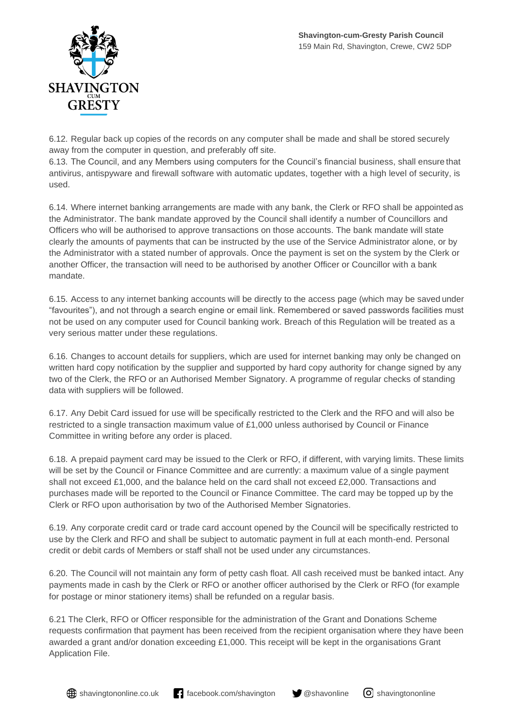6.12. Regular back up copies of the records on any computer shall be made and shall be stored securely away from the computer in question, and preferably off site.

6.13. The Council, and any Members using computers for the Council's financial business, shall ensure that antivirus, antispyware and firewall software with automatic updates, together with a high level of security, is used.

6.14. Where internet banking arrangements are made with any bank, the Clerk or RFO shall be appointed as the Administrator. The bank mandate approved by the Council shall identify a number of Councillors and Officers who will be authorised to approve transactions on those accounts. The bank mandate will state clearly the amounts of payments that can be instructed by the use of the Service Administrator alone, or by the Administrator with a stated number of approvals. Once the payment is set on the system by the Clerk or another Officer, the transaction will need to be authorised by another Officer or Councillor with a bank mandate.

6.15. Access to any internet banking accounts will be directly to the access page (which may be saved under "favourites"), and not through a search engine or email link. Remembered or saved passwords facilities must not be used on any computer used for Council banking work. Breach of this Regulation will be treated as a very serious matter under these regulations.

6.16. Changes to account details for suppliers, which are used for internet banking may only be changed on written hard copy notification by the supplier and supported by hard copy authority for change signed by any two of the Clerk, the RFO or an Authorised Member Signatory. A programme of regular checks of standing data with suppliers will be followed.

6.17. Any Debit Card issued for use will be specifically restricted to the Clerk and the RFO and will also be restricted to a single transaction maximum value of £1,000 unless authorised by Council or Finance Committee in writing before any order is placed.

6.18. A prepaid payment card may be issued to the Clerk or RFO, if different, with varying limits. These limits will be set by the Council or Finance Committee and are currently: a maximum value of a single payment shall not exceed £1,000, and the balance held on the card shall not exceed £2,000. Transactions and purchases made will be reported to the Council or Finance Committee. The card may be topped up by the Clerk or RFO upon authorisation by two of the Authorised Member Signatories.

6.19. Any corporate credit card or trade card account opened by the Council will be specifically restricted to use by the Clerk and RFO and shall be subject to automatic payment in full at each month-end. Personal credit or debit cards of Members or staff shall not be used under any circumstances.

6.20. The Council will not maintain any form of petty cash float. All cash received must be banked intact. Any payments made in cash by the Clerk or RFO or another officer authorised by the Clerk or RFO (for example for postage or minor stationery items) shall be refunded on a regular basis.

6.21 The Clerk, RFO or Officer responsible for the administration of the Grant and Donations Scheme requests confirmation that payment has been received from the recipient organisation where they have been awarded a grant and/or donation exceeding £1,000. This receipt will be kept in the organisations Grant Application File.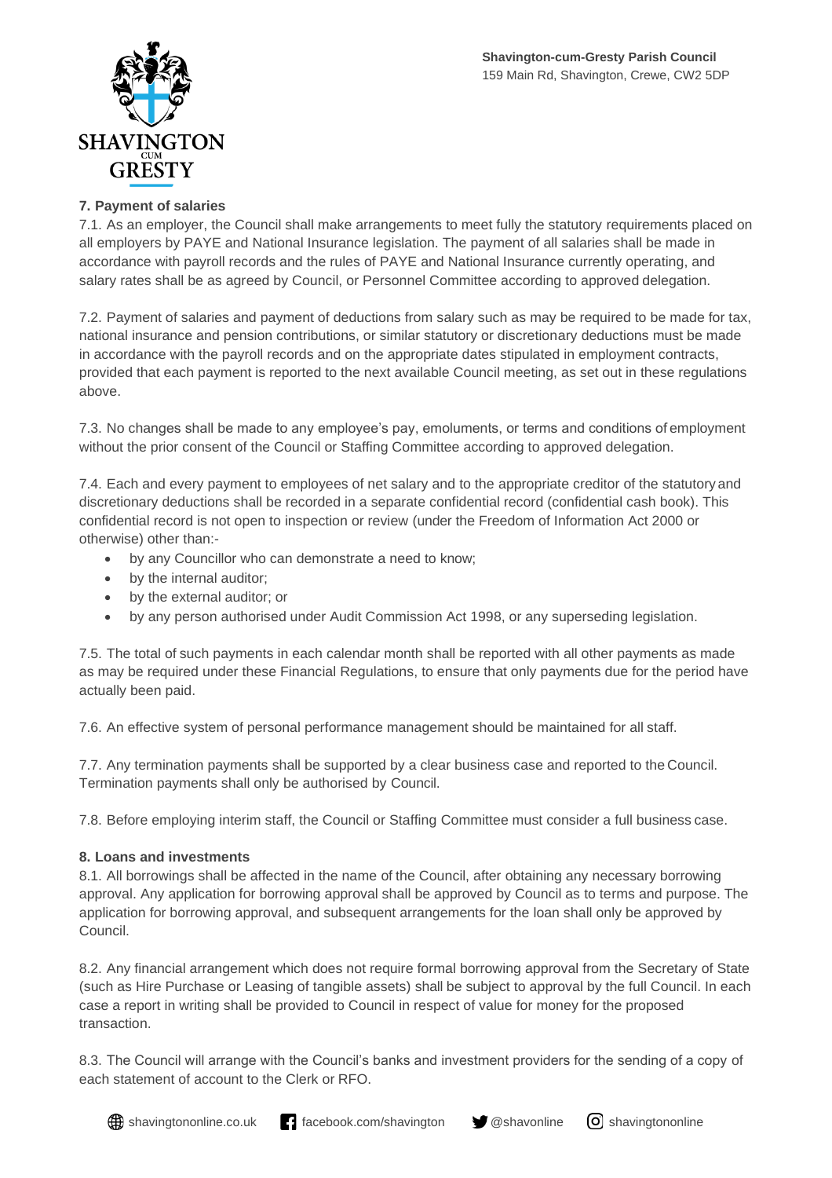### 7. Payment of salaries

7.1. As an employer, the Council shall make arrangements to meet fully the statutory requirements placed on all employers by PAYE and National Insurance legislation. The payment of all salaries shall be made in accordance with payroll records and the rules of PAYE and National Insurance currently operating, and salary rates shall be as agreed by Council, or Personnel Committee according to approved delegation.

7.2. Payment of salaries and payment of deductions from salary such as may be required to be made for tax, national insurance and pension contributions, or similar statutory or discretionary deductions must be made in accordance with the payroll records and on the appropriate dates stipulated in employment contracts, provided that each payment is reported to the next available Council meeting, as set out in these regulations above.

7.3. No changes shall be made to any employee's pay, emoluments, or terms and conditions of employment without the prior consent of the Council or Staffing Committee according to approved delegation.

7.4. Each and every payment to employees of net salary and to the appropriate creditor of the statutory and discretionary deductions shall be recorded in a separate confidential record (confidential cash book). This confidential record is not open to inspection or review (under the Freedom of Information Act 2000 or otherwise) other than:-

- by any Councillor who can demonstrate a need to know;
- by the internal auditor;
- by the external auditor; or
- by any person authorised under Audit Commission Act 1998, or any superseding legislation.

7.5. The total of such payments in each calendar month shall be reported with all other payments as made as may be required under these Financial Regulations, to ensure that only payments due for the period have actually been paid.

7.6. An effective system of personal performance management should be maintained for all staff.

7.7. Any termination payments shall be supported by a clear business case and reported to the Council. Termination payments shall only be authorised by Council.

7.8. Before employing interim staff, the Council or Staffing Committee must consider a full business case.

### 8. Loans and investments

8.1. All borrowings shall be affected in the name of the Council, after obtaining any necessary borrowing approval. Any application for borrowing approval shall be approved by Council as to terms and purpose. The application for borrowing approval, and subsequent arrangements for the loan shall only be approved by Council.

8.2. Any financial arrangement which does not require formal borrowing approval from the Secretary of State (such as Hire Purchase or Leasing of tangible assets) shall be subject to approval by the full Council. In each case a report in writing shall be provided to Council in respect of value for money for the proposed transaction.

8.3. The Council will arrange with the Council's banks and investment providers for the sending of a copy of each statement of account to the Clerk or RFO.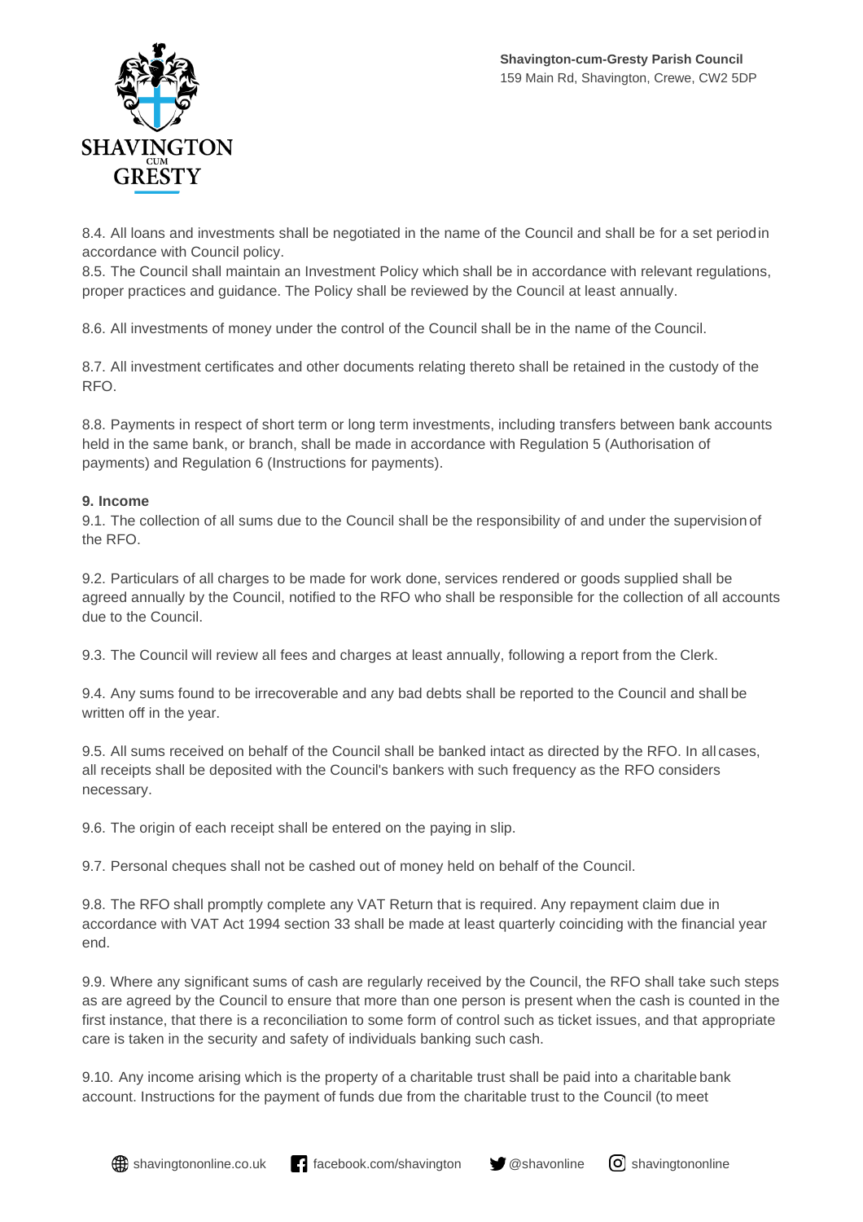8.4. All loans and investments shall be negotiated in the name of the Council and shall be for a set period in accordance with Council policy.
8.5. The Council shall maintain an Investment Policy which shall be in accordance with relevant regulations, proper practices and guidance. The Policy shall be reviewed by the Council at least annually.

8.6. All investments of money under the control of the Council shall be in the name of the Council.

8.7. All investment certificates and other documents relating thereto shall be retained in the custody of the RFO.

8.8. Payments in respect of short term or long term investments, including transfers between bank accounts held in the same bank, or branch, shall be made in accordance with Regulation 5 (Authorisation of payments) and Regulation 6 (Instructions for payments).

**9. Income**
9.1. The collection of all sums due to the Council shall be the responsibility of and under the supervision of the RFO.

9.2. Particulars of all charges to be made for work done, services rendered or goods supplied shall be agreed annually by the Council, notified to the RFO who shall be responsible for the collection of all accounts due to the Council.

9.3. The Council will review all fees and charges at least annually, following a report from the Clerk.

9.4. Any sums found to be irrecoverable and any bad debts shall be reported to the Council and shall be written off in the year.

9.5. All sums received on behalf of the Council shall be banked intact as directed by the RFO. In all cases, all receipts shall be deposited with the Council's bankers with such frequency as the RFO considers necessary.

9.6. The origin of each receipt shall be entered on the paying in slip.

9.7. Personal cheques shall not be cashed out of money held on behalf of the Council.

9.8. The RFO shall promptly complete any VAT Return that is required. Any repayment claim due in accordance with VAT Act 1994 section 33 shall be made at least quarterly coinciding with the financial year end.

9.9. Where any significant sums of cash are regularly received by the Council, the RFO shall take such steps as are agreed by the Council to ensure that more than one person is present when the cash is counted in the first instance, that there is a reconciliation to some form of control such as ticket issues, and that appropriate care is taken in the security and safety of individuals banking such cash.

9.10. Any income arising which is the property of a charitable trust shall be paid into a charitable bank account. Instructions for the payment of funds due from the charitable trust to the Council (to meet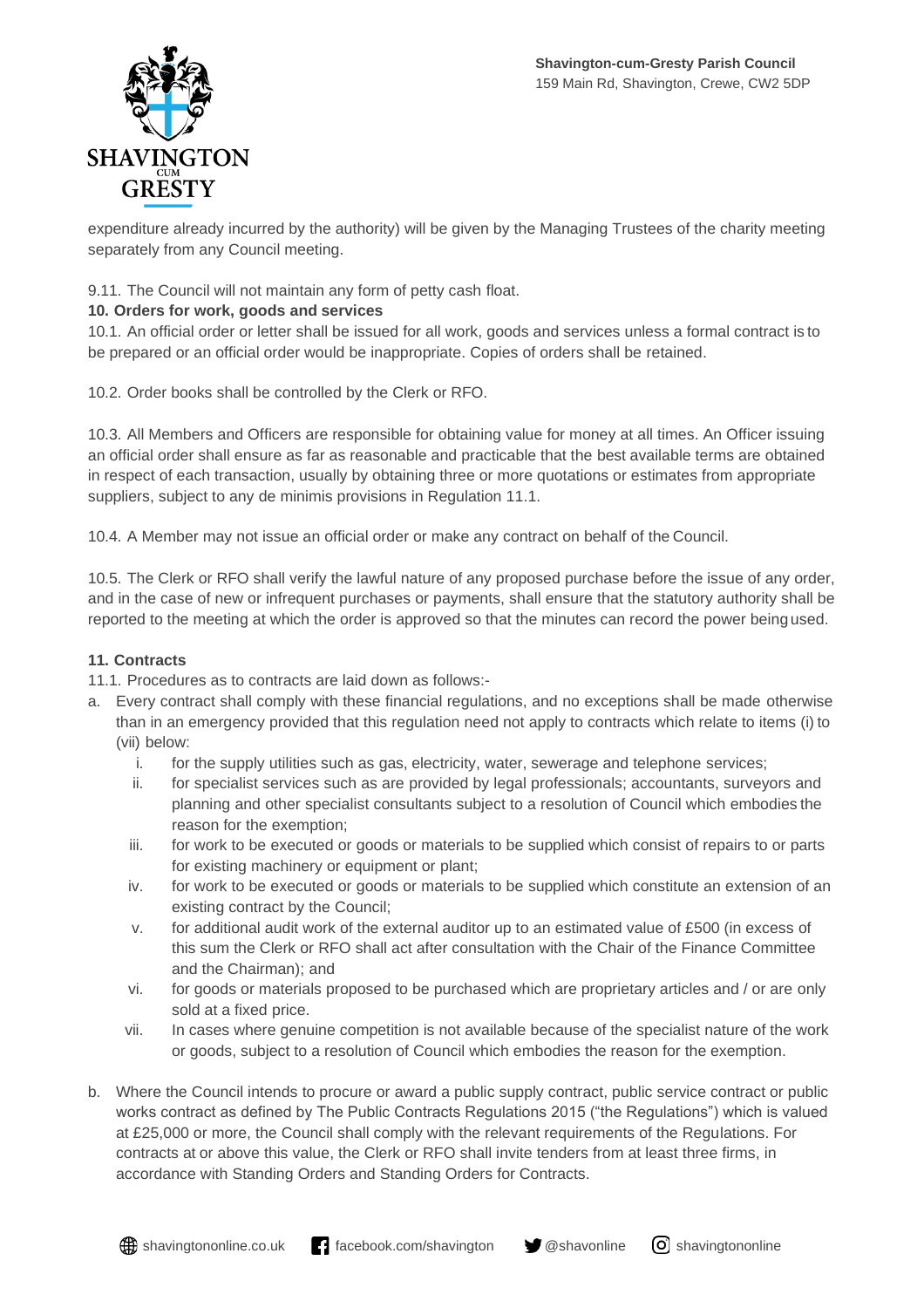expenditure already incurred by the authority) will be given by the Managing Trustees of the charity meeting separately from any Council meeting.

9.11. The Council will not maintain any form of petty cash float.

**10. Orders for work, goods and services**

10.1. An official order or letter shall be issued for all work, goods and services unless a formal contract is to be prepared or an official order would be inappropriate. Copies of orders shall be retained.

10.2. Order books shall be controlled by the Clerk or RFO.

10.3. All Members and Officers are responsible for obtaining value for money at all times. An Officer issuing an official order shall ensure as far as reasonable and practicable that the best available terms are obtained in respect of each transaction, usually by obtaining three or more quotations or estimates from appropriate suppliers, subject to any de minimis provisions in Regulation 11.1.

10.4. A Member may not issue an official order or make any contract on behalf of the Council.

10.5. The Clerk or RFO shall verify the lawful nature of any proposed purchase before the issue of any order, and in the case of new or infrequent purchases or payments, shall ensure that the statutory authority shall be reported to the meeting at which the order is approved so that the minutes can record the power being used.

**11. Contracts**

11.1. Procedures as to contracts are laid down as follows:-

a. Every contract shall comply with these financial regulations, and no exceptions shall be made otherwise than in an emergency provided that this regulation need not apply to contracts which relate to items (i) to (vii) below:
   i. for the supply utilities such as gas, electricity, water, sewerage and telephone services;
   ii. for specialist services such as are provided by legal professionals; accountants, surveyors and planning and other specialist consultants subject to a resolution of Council which embodies the reason for the exemption;
   iii. for work to be executed or goods or materials to be supplied which consist of repairs to or parts for existing machinery or equipment or plant;
   iv. for work to be executed or goods or materials to be supplied which constitute an extension of an existing contract by the Council;
   v. for additional audit work of the external auditor up to an estimated value of £500 (in excess of this sum the Clerk or RFO shall act after consultation with the Chair of the Finance Committee and the Chairman); and
   vi. for goods or materials proposed to be purchased which are proprietary articles and / or are only sold at a fixed price.
   vii. In cases where genuine competition is not available because of the specialist nature of the work or goods, subject to a resolution of Council which embodies the reason for the exemption.

b. Where the Council intends to procure or award a public supply contract, public service contract or public works contract as defined by The Public Contracts Regulations 2015 ("the Regulations") which is valued at £25,000 or more, the Council shall comply with the relevant requirements of the Regulations. For contracts at or above this value, the Clerk or RFO shall invite tenders from at least three firms, in accordance with Standing Orders and Standing Orders for Contracts.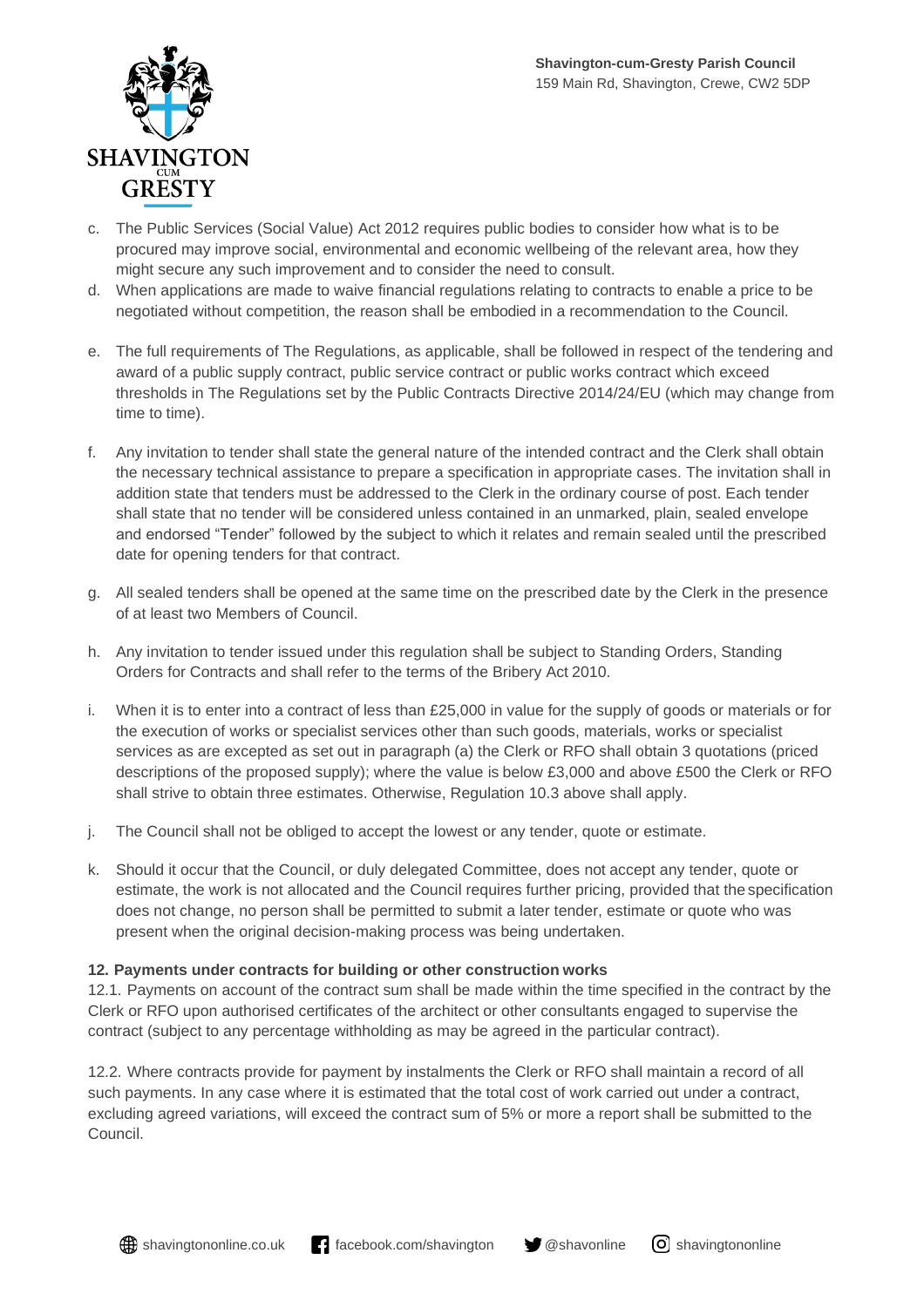c. The Public Services (Social Value) Act 2012 requires public bodies to consider how what is to be procured may improve social, environmental and economic wellbeing of the relevant area, how they might secure any such improvement and to consider the need to consult.

d. When applications are made to waive financial regulations relating to contracts to enable a price to be negotiated without competition, the reason shall be embodied in a recommendation to the Council.

e. The full requirements of The Regulations, as applicable, shall be followed in respect of the tendering and award of a public supply contract, public service contract or public works contract which exceed thresholds in The Regulations set by the Public Contracts Directive 2014/24/EU (which may change from time to time).

f. Any invitation to tender shall state the general nature of the intended contract and the Clerk shall obtain the necessary technical assistance to prepare a specification in appropriate cases. The invitation shall in addition state that tenders must be addressed to the Clerk in the ordinary course of post. Each tender shall state that no tender will be considered unless contained in an unmarked, plain, sealed envelope and endorsed "Tender" followed by the subject to which it relates and remain sealed until the prescribed date for opening tenders for that contract.

g. All sealed tenders shall be opened at the same time on the prescribed date by the Clerk in the presence of at least two Members of Council.

h. Any invitation to tender issued under this regulation shall be subject to Standing Orders, Standing Orders for Contracts and shall refer to the terms of the Bribery Act 2010.

i. When it is to enter into a contract of less than £25,000 in value for the supply of goods or materials or for the execution of works or specialist services other than such goods, materials, works or specialist services as are excepted as set out in paragraph (a) the Clerk or RFO shall obtain 3 quotations (priced descriptions of the proposed supply); where the value is below £3,000 and above £500 the Clerk or RFO shall strive to obtain three estimates. Otherwise, Regulation 10.3 above shall apply.

j. The Council shall not be obliged to accept the lowest or any tender, quote or estimate.

k. Should it occur that the Council, or duly delegated Committee, does not accept any tender, quote or estimate, the work is not allocated and the Council requires further pricing, provided that the specification does not change, no person shall be permitted to submit a later tender, estimate or quote who was present when the original decision-making process was being undertaken.

**12. Payments under contracts for building or other construction works**

12.1. Payments on account of the contract sum shall be made within the time specified in the contract by the Clerk or RFO upon authorised certificates of the architect or other consultants engaged to supervise the contract (subject to any percentage withholding as may be agreed in the particular contract).

12.2. Where contracts provide for payment by instalments the Clerk or RFO shall maintain a record of all such payments. In any case where it is estimated that the total cost of work carried out under a contract, excluding agreed variations, will exceed the contract sum of 5% or more a report shall be submitted to the Council.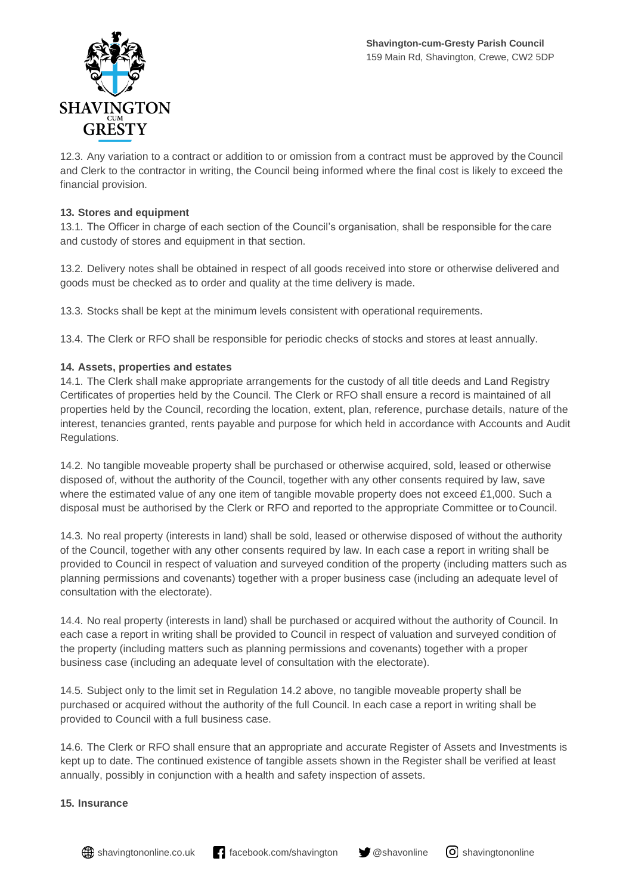12.3. Any variation to a contract or addition to or omission from a contract must be approved by the Council and Clerk to the contractor in writing, the Council being informed where the final cost is likely to exceed the financial provision.

**13. Stores and equipment**

13.1. The Officer in charge of each section of the Council's organisation, shall be responsible for the care and custody of stores and equipment in that section.

13.2. Delivery notes shall be obtained in respect of all goods received into store or otherwise delivered and goods must be checked as to order and quality at the time delivery is made.

13.3. Stocks shall be kept at the minimum levels consistent with operational requirements.

13.4. The Clerk or RFO shall be responsible for periodic checks of stocks and stores at least annually.

**14. Assets, properties and estates**

14.1. The Clerk shall make appropriate arrangements for the custody of all title deeds and Land Registry Certificates of properties held by the Council. The Clerk or RFO shall ensure a record is maintained of all properties held by the Council, recording the location, extent, plan, reference, purchase details, nature of the interest, tenancies granted, rents payable and purpose for which held in accordance with Accounts and Audit Regulations.

14.2. No tangible moveable property shall be purchased or otherwise acquired, sold, leased or otherwise disposed of, without the authority of the Council, together with any other consents required by law, save where the estimated value of any one item of tangible movable property does not exceed £1,000. Such a disposal must be authorised by the Clerk or RFO and reported to the appropriate Committee or to Council.

14.3. No real property (interests in land) shall be sold, leased or otherwise disposed of without the authority of the Council, together with any other consents required by law. In each case a report in writing shall be provided to Council in respect of valuation and surveyed condition of the property (including matters such as planning permissions and covenants) together with a proper business case (including an adequate level of consultation with the electorate).

14.4. No real property (interests in land) shall be purchased or acquired without the authority of Council. In each case a report in writing shall be provided to Council in respect of valuation and surveyed condition of the property (including matters such as planning permissions and covenants) together with a proper business case (including an adequate level of consultation with the electorate).

14.5. Subject only to the limit set in Regulation 14.2 above, no tangible moveable property shall be purchased or acquired without the authority of the full Council. In each case a report in writing shall be provided to Council with a full business case.

14.6. The Clerk or RFO shall ensure that an appropriate and accurate Register of Assets and Investments is kept up to date. The continued existence of tangible assets shown in the Register shall be verified at least annually, possibly in conjunction with a health and safety inspection of assets.

**15. Insurance**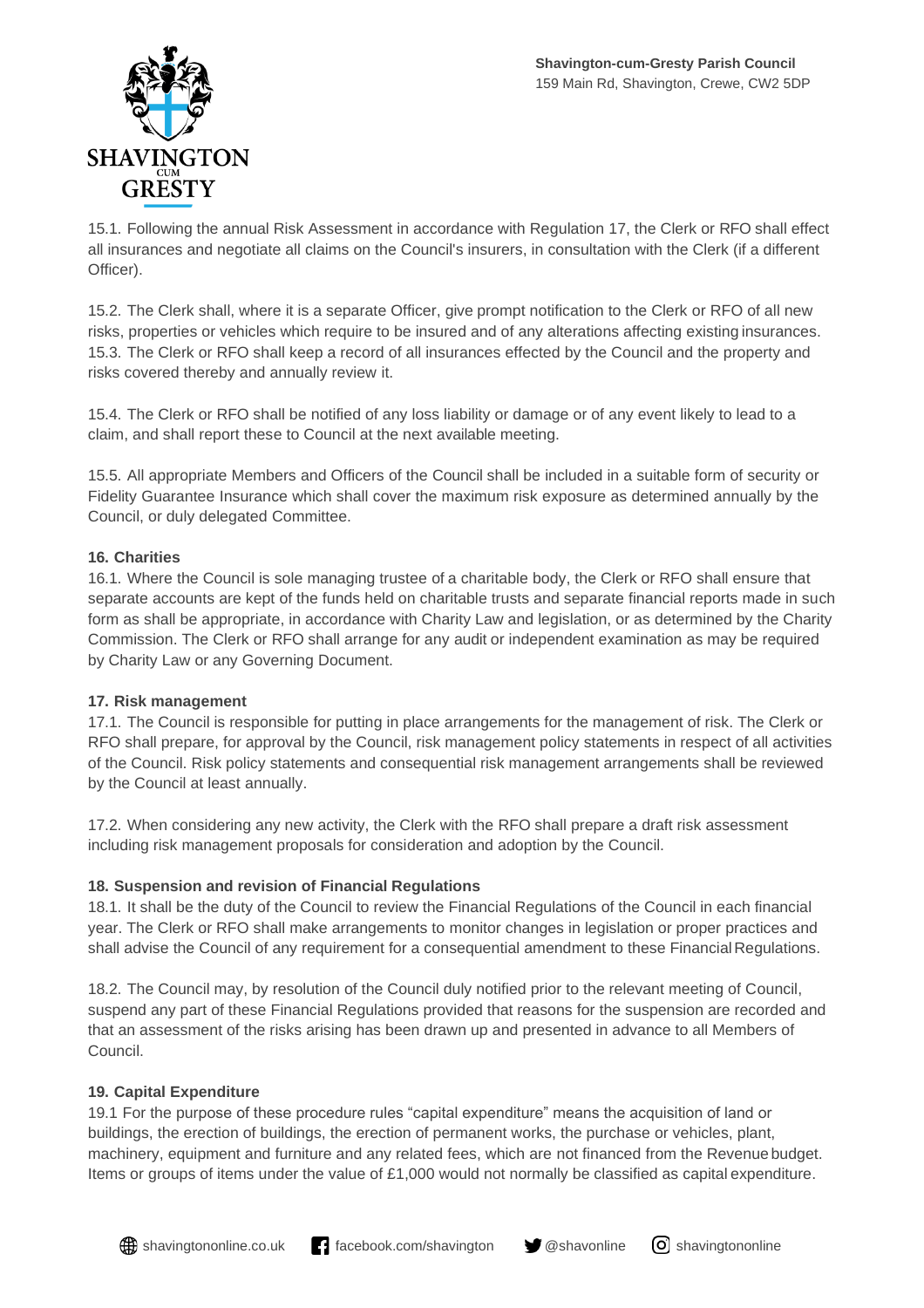15.1. Following the annual Risk Assessment in accordance with Regulation 17, the Clerk or RFO shall effect all insurances and negotiate all claims on the Council's insurers, in consultation with the Clerk (if a different Officer).

15.2. The Clerk shall, where it is a separate Officer, give prompt notification to the Clerk or RFO of all new risks, properties or vehicles which require to be insured and of any alterations affecting existing insurances.
15.3. The Clerk or RFO shall keep a record of all insurances effected by the Council and the property and risks covered thereby and annually review it.

15.4. The Clerk or RFO shall be notified of any loss liability or damage or of any event likely to lead to a claim, and shall report these to Council at the next available meeting.

15.5. All appropriate Members and Officers of the Council shall be included in a suitable form of security or Fidelity Guarantee Insurance which shall cover the maximum risk exposure as determined annually by the Council, or duly delegated Committee.

**16. Charities**

16.1. Where the Council is sole managing trustee of a charitable body, the Clerk or RFO shall ensure that separate accounts are kept of the funds held on charitable trusts and separate financial reports made in such form as shall be appropriate, in accordance with Charity Law and legislation, or as determined by the Charity Commission. The Clerk or RFO shall arrange for any audit or independent examination as may be required by Charity Law or any Governing Document.

**17. Risk management**

17.1. The Council is responsible for putting in place arrangements for the management of risk. The Clerk or RFO shall prepare, for approval by the Council, risk management policy statements in respect of all activities of the Council. Risk policy statements and consequential risk management arrangements shall be reviewed by the Council at least annually.

17.2. When considering any new activity, the Clerk with the RFO shall prepare a draft risk assessment including risk management proposals for consideration and adoption by the Council.

**18. Suspension and revision of Financial Regulations**

18.1. It shall be the duty of the Council to review the Financial Regulations of the Council in each financial year. The Clerk or RFO shall make arrangements to monitor changes in legislation or proper practices and shall advise the Council of any requirement for a consequential amendment to these Financial Regulations.

18.2. The Council may, by resolution of the Council duly notified prior to the relevant meeting of Council, suspend any part of these Financial Regulations provided that reasons for the suspension are recorded and that an assessment of the risks arising has been drawn up and presented in advance to all Members of Council.

**19. Capital Expenditure**

19.1 For the purpose of these procedure rules "capital expenditure" means the acquisition of land or buildings, the erection of buildings, the erection of permanent works, the purchase or vehicles, plant, machinery, equipment and furniture and any related fees, which are not financed from the Revenue budget. Items or groups of items under the value of £1,000 would not normally be classified as capital expenditure.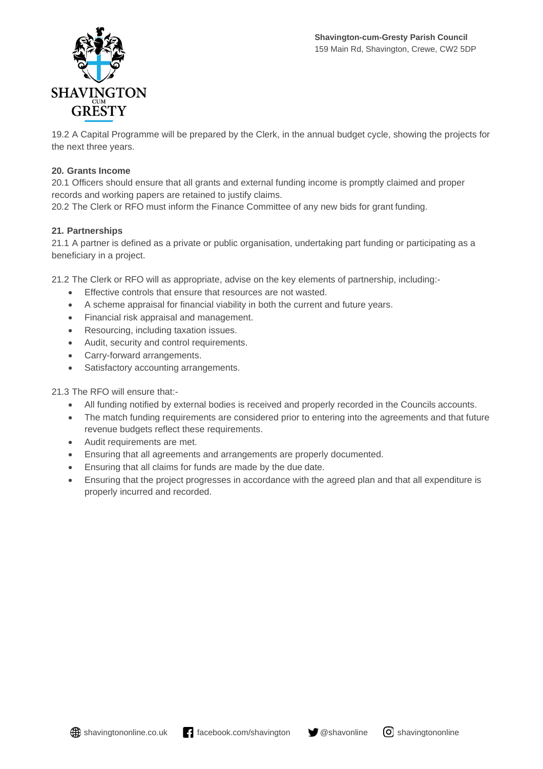19.2 A Capital Programme will be prepared by the Clerk, in the annual budget cycle, showing the projects for the next three years.

**20. Grants Income**

20.1 Officers should ensure that all grants and external funding income is promptly claimed and proper records and working papers are retained to justify claims.

20.2 The Clerk or RFO must inform the Finance Committee of any new bids for grant funding.

**21. Partnerships**

21.1 A partner is defined as a private or public organisation, undertaking part funding or participating as a beneficiary in a project.

21.2 The Clerk or RFO will as appropriate, advise on the key elements of partnership, including:-

- Effective controls that ensure that resources are not wasted.
- A scheme appraisal for financial viability in both the current and future years.
- Financial risk appraisal and management.
- Resourcing, including taxation issues.
- Audit, security and control requirements.
- Carry-forward arrangements.
- Satisfactory accounting arrangements.

21.3 The RFO will ensure that:-

- All funding notified by external bodies is received and properly recorded in the Councils accounts.
- The match funding requirements are considered prior to entering into the agreements and that future revenue budgets reflect these requirements.
- Audit requirements are met.
- Ensuring that all agreements and arrangements are properly documented.
- Ensuring that all claims for funds are made by the due date.
- Ensuring that the project progresses in accordance with the agreed plan and that all expenditure is properly incurred and recorded.